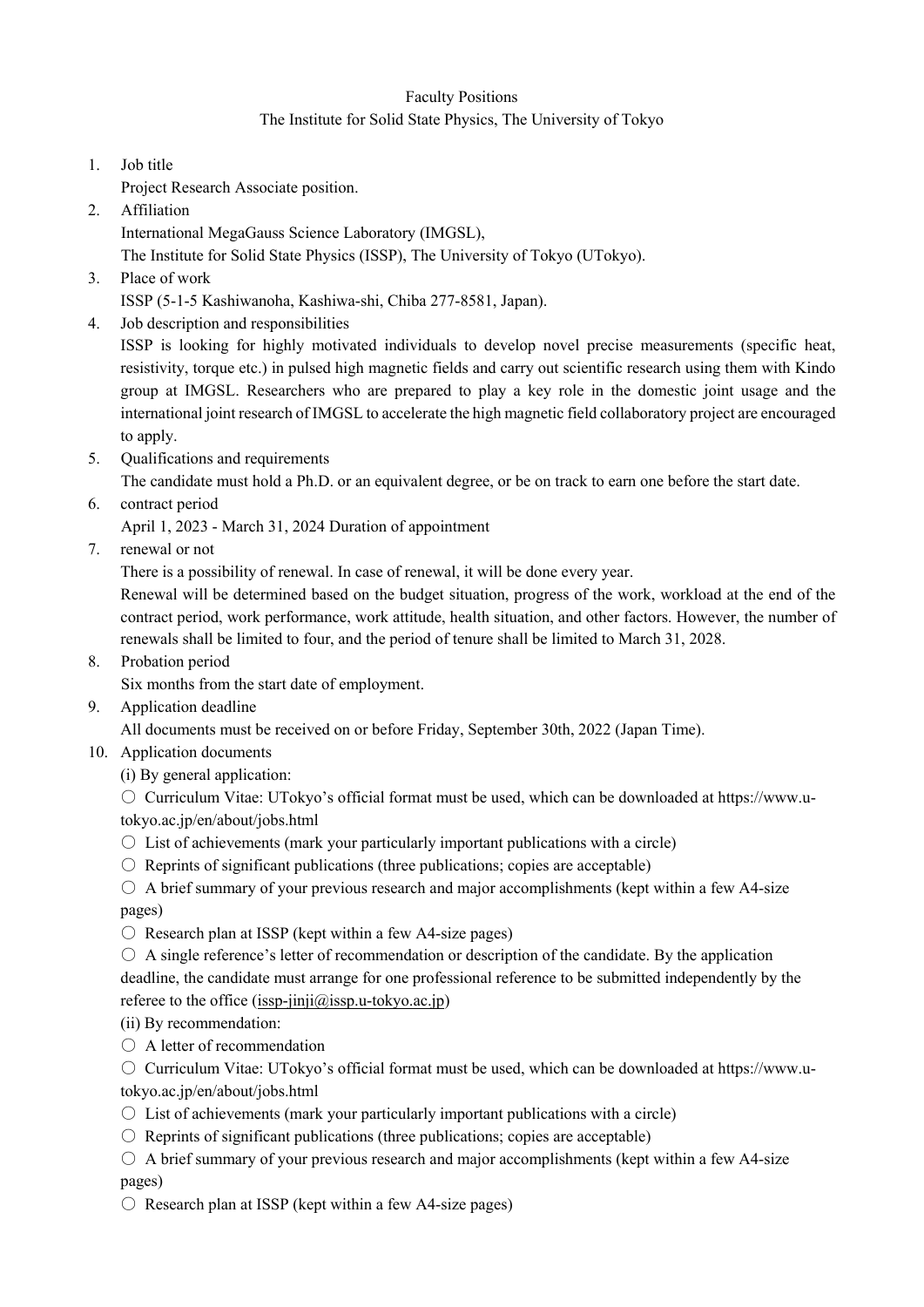Faculty Positions

The Institute for Solid State Physics, The University of Tokyo

1. Job title

   Project Research Associate position.

2. Affiliation

   International MegaGauss Science Laboratory (IMGSL),

   The Institute for Solid State Physics (ISSP), The University of Tokyo (UTokyo).

3. Place of work

   ISSP (5-1-5 Kashiwanoha, Kashiwa-shi, Chiba 277-8581, Japan).

4. Job description and responsibilities

   ISSP is looking for highly motivated individuals to develop novel precise measurements (specific heat, resistivity, torque etc.) in pulsed high magnetic fields and carry out scientific research using them with Kindo group at IMGSL. Researchers who are prepared to play a key role in the domestic joint usage and the international joint research of IMGSL to accelerate the high magnetic field collaboratory project are encouraged to apply.

5. Qualifications and requirements

   The candidate must hold a Ph.D. or an equivalent degree, or be on track to earn one before the start date.

6. contract period

   April 1, 2023 - March 31, 2024 Duration of appointment

7. renewal or not

   There is a possibility of renewal. In case of renewal, it will be done every year.

   Renewal will be determined based on the budget situation, progress of the work, workload at the end of the contract period, work performance, work attitude, health situation, and other factors. However, the number of renewals shall be limited to four, and the period of tenure shall be limited to March 31, 2028.

8. Probation period

   Six months from the start date of employment.

9. Application deadline

   All documents must be received on or before Friday, September 30th, 2022 (Japan Time).

10. Application documents

    (i) By general application:

    ○ Curriculum Vitae: UTokyo's official format must be used, which can be downloaded at https://www.u-tokyo.ac.jp/en/about/jobs.html

    ○ List of achievements (mark your particularly important publications with a circle)

    ○ Reprints of significant publications (three publications; copies are acceptable)

    ○ A brief summary of your previous research and major accomplishments (kept within a few A4-size pages)

    ○ Research plan at ISSP (kept within a few A4-size pages)

    ○ A single reference's letter of recommendation or description of the candidate. By the application deadline, the candidate must arrange for one professional reference to be submitted independently by the referee to the office (issp-jinji@issp.u-tokyo.ac.jp)

    (ii) By recommendation:

    ○ A letter of recommendation

    ○ Curriculum Vitae: UTokyo's official format must be used, which can be downloaded at https://www.u-tokyo.ac.jp/en/about/jobs.html

    ○ List of achievements (mark your particularly important publications with a circle)

    ○ Reprints of significant publications (three publications; copies are acceptable)

    ○ A brief summary of your previous research and major accomplishments (kept within a few A4-size pages)

    ○ Research plan at ISSP (kept within a few A4-size pages)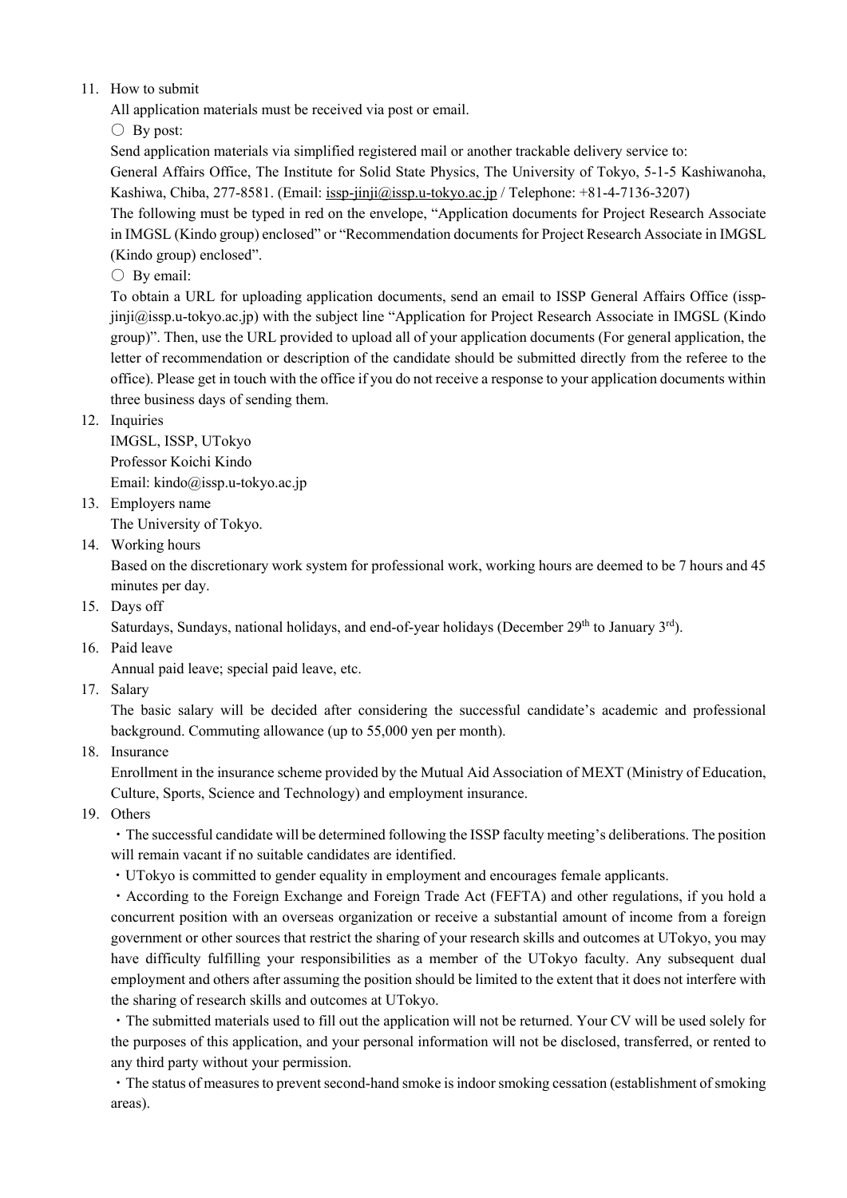11. How to submit

    All application materials must be received via post or email.

    ○ By post:

    Send application materials via simplified registered mail or another trackable delivery service to:

    General Affairs Office, The Institute for Solid State Physics, The University of Tokyo, 5-1-5 Kashiwanoha, Kashiwa, Chiba, 277-8581. (Email: issp-jinji@issp.u-tokyo.ac.jp / Telephone: +81-4-7136-3207)

    The following must be typed in red on the envelope, "Application documents for Project Research Associate in IMGSL (Kindo group) enclosed" or "Recommendation documents for Project Research Associate in IMGSL (Kindo group) enclosed".

    ○ By email:

    To obtain a URL for uploading application documents, send an email to ISSP General Affairs Office (issp-jinji@issp.u-tokyo.ac.jp) with the subject line "Application for Project Research Associate in IMGSL (Kindo group)". Then, use the URL provided to upload all of your application documents (For general application, the letter of recommendation or description of the candidate should be submitted directly from the referee to the office). Please get in touch with the office if you do not receive a response to your application documents within three business days of sending them.

12. Inquiries

    IMGSL, ISSP, UTokyo

    Professor Koichi Kindo

    Email: kindo@issp.u-tokyo.ac.jp

13. Employers name

    The University of Tokyo.

14. Working hours

    Based on the discretionary work system for professional work, working hours are deemed to be 7 hours and 45 minutes per day.

15. Days off

    Saturdays, Sundays, national holidays, and end-of-year holidays (December 29th to January 3rd).

16. Paid leave

    Annual paid leave; special paid leave, etc.

17. Salary

    The basic salary will be decided after considering the successful candidate's academic and professional background. Commuting allowance (up to 55,000 yen per month).

18. Insurance

    Enrollment in the insurance scheme provided by the Mutual Aid Association of MEXT (Ministry of Education, Culture, Sports, Science and Technology) and employment insurance.

19. Others

    ・The successful candidate will be determined following the ISSP faculty meeting's deliberations. The position will remain vacant if no suitable candidates are identified.

    ・UTokyo is committed to gender equality in employment and encourages female applicants.

    ・According to the Foreign Exchange and Foreign Trade Act (FEFTA) and other regulations, if you hold a concurrent position with an overseas organization or receive a substantial amount of income from a foreign government or other sources that restrict the sharing of your research skills and outcomes at UTokyo, you may have difficulty fulfilling your responsibilities as a member of the UTokyo faculty. Any subsequent dual employment and others after assuming the position should be limited to the extent that it does not interfere with the sharing of research skills and outcomes at UTokyo.

    ・The submitted materials used to fill out the application will not be returned. Your CV will be used solely for the purposes of this application, and your personal information will not be disclosed, transferred, or rented to any third party without your permission.

    ・The status of measures to prevent second-hand smoke is indoor smoking cessation (establishment of smoking areas).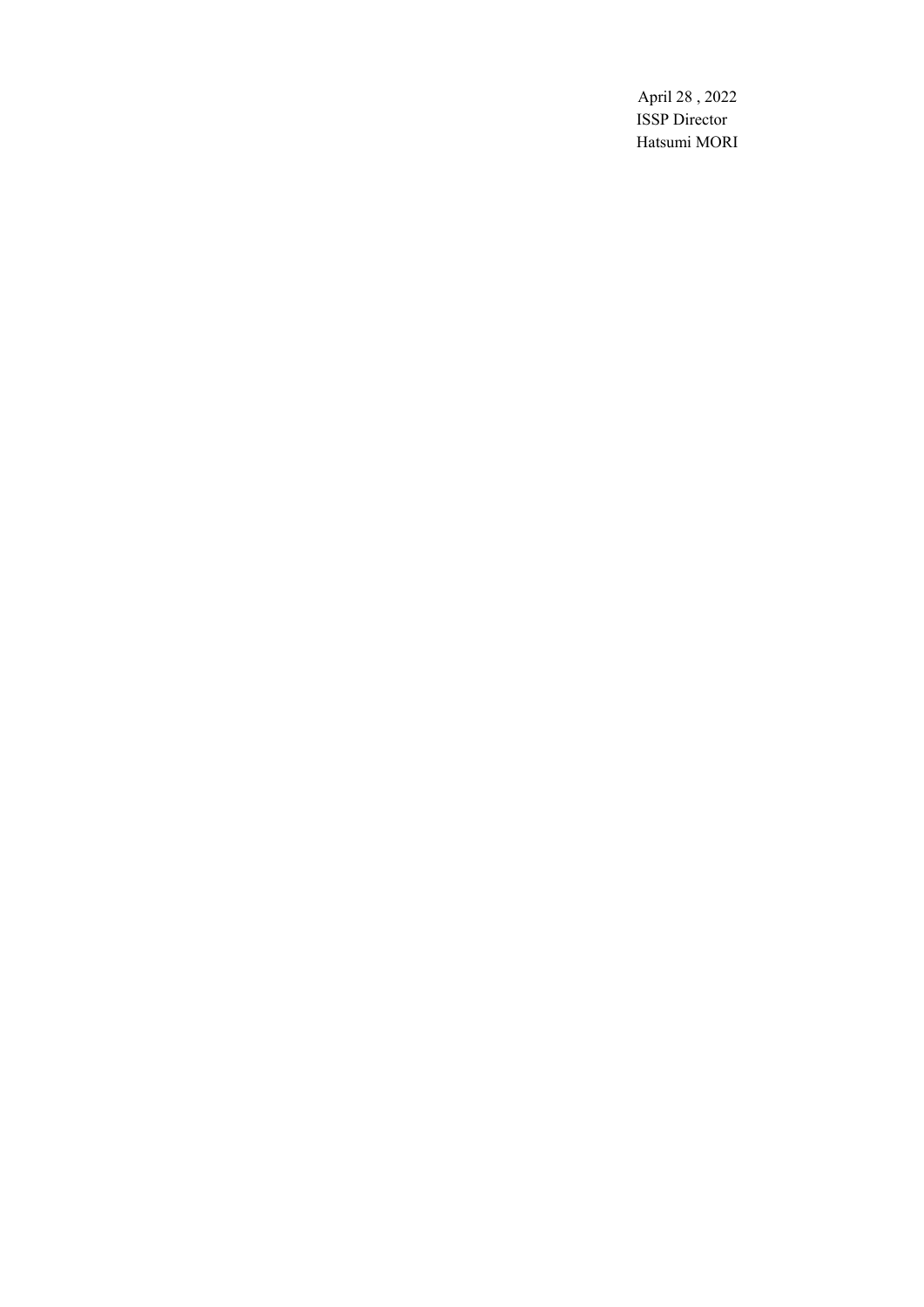April 28 , 2022

ISSP Director

Hatsumi MORI